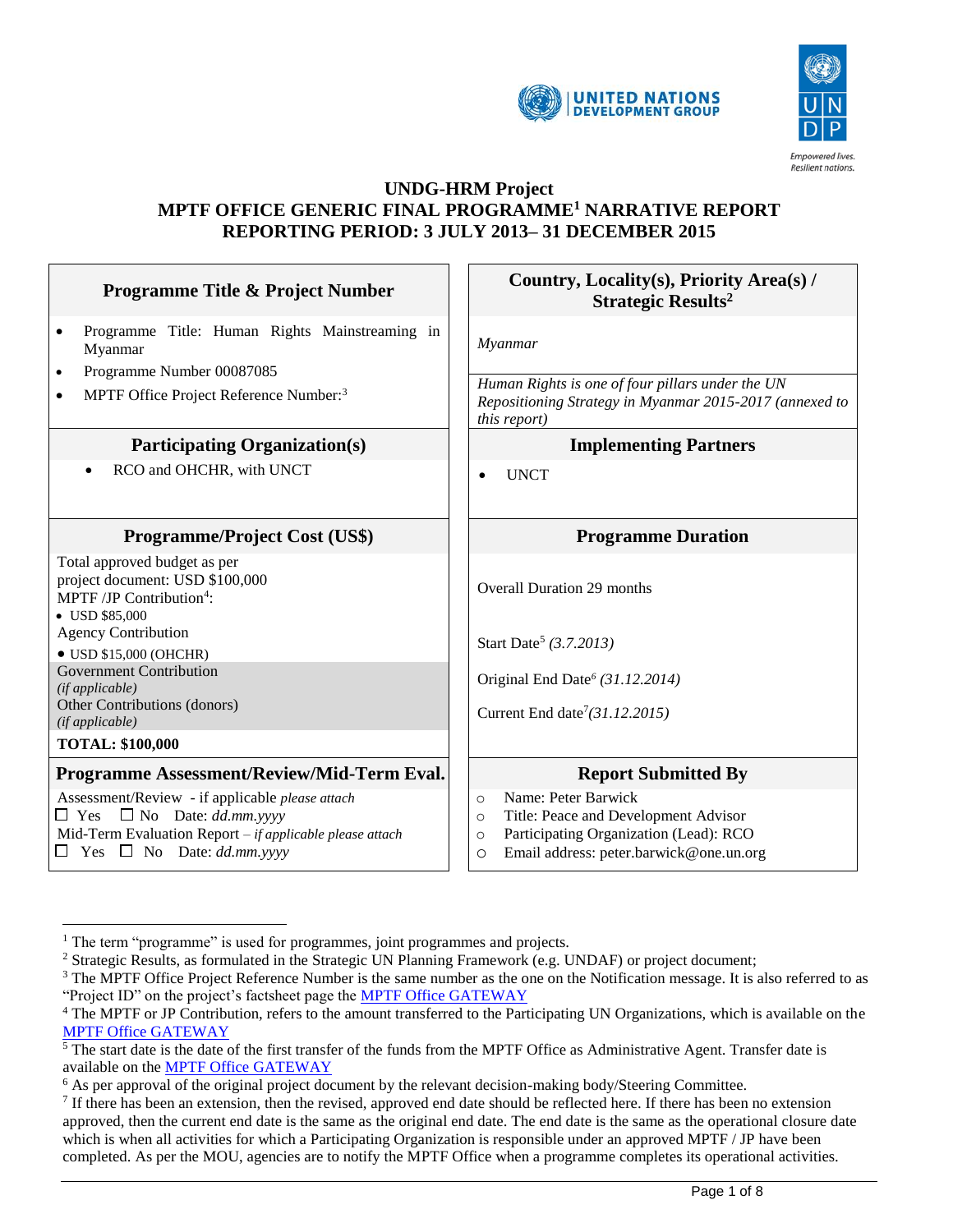# UNDG-HRM Project
## MPTF OFFICE GENERIC FINAL PROGRAMME[1] NARRATIVE REPORT
## REPORTING PERIOD: 3 JULY 2013– 31 DECEMBER 2015

| Programme Title & Project Number | Country, Locality(s), Priority Area(s) / Strategic Results[2] |
|---|---|
| • Programme Title: Human Rights Mainstreaming in Myanmar<br>• Programme Number 00087085<br>• MPTF Office Project Reference Number:[3] | *Myanmar*<br><br>*Human Rights is one of four pillars under the UN Repositioning Strategy in Myanmar 2015-2017 (annexed to this report)* |
| **Participating Organization(s)** | **Implementing Partners** |
| • RCO and OHCHR, with UNCT | • UNCT |
| **Programme/Project Cost (US$)** | **Programme Duration** |
| Total approved budget as per project document: USD $100,000<br>MPTF /JP Contribution[4]:<br>• USD $85,000<br>Agency Contribution<br>• USD $15,000 (OHCHR)<br>Government Contribution *(if applicable)*<br>Other Contributions (donors) *(if applicable)*<br>**TOTAL: $100,000** | Overall Duration 29 months<br><br>Start Date[5] *(3.7.2013)*<br><br>Original End Date[6] *(31.12.2014)*<br><br>Current End date[7] *(31.12.2015)* |
| **Programme Assessment/Review/Mid-Term Eval.** | **Report Submitted By** |
| Assessment/Review - if applicable *please attach*<br>☐ Yes ☐ No Date: *dd.mm.yyyy*<br>Mid-Term Evaluation Report – *if applicable please attach*<br>☐ Yes ☐ No Date: *dd.mm.yyyy* | ○ Name: Peter Barwick<br>○ Title: Peace and Development Advisor<br>○ Participating Organization (Lead): RCO<br>○ Email address: peter.barwick@one.un.org |

---

[1] The term "programme" is used for programmes, joint programmes and projects.

[2] Strategic Results, as formulated in the Strategic UN Planning Framework (e.g. UNDAF) or project document;

[3] The MPTF Office Project Reference Number is the same number as the one on the Notification message. It is also referred to as "Project ID" on the project's factsheet page the MPTF Office GATEWAY

[4] The MPTF or JP Contribution, refers to the amount transferred to the Participating UN Organizations, which is available on the MPTF Office GATEWAY

[5] The start date is the date of the first transfer of the funds from the MPTF Office as Administrative Agent. Transfer date is available on the MPTF Office GATEWAY

[6] As per approval of the original project document by the relevant decision-making body/Steering Committee.

[7] If there has been an extension, then the revised, approved end date should be reflected here. If there has been no extension approved, then the current end date is the same as the original end date. The end date is the same as the operational closure date which is when all activities for which a Participating Organization is responsible under an approved MPTF / JP have been completed. As per the MOU, agencies are to notify the MPTF Office when a programme completes its operational activities.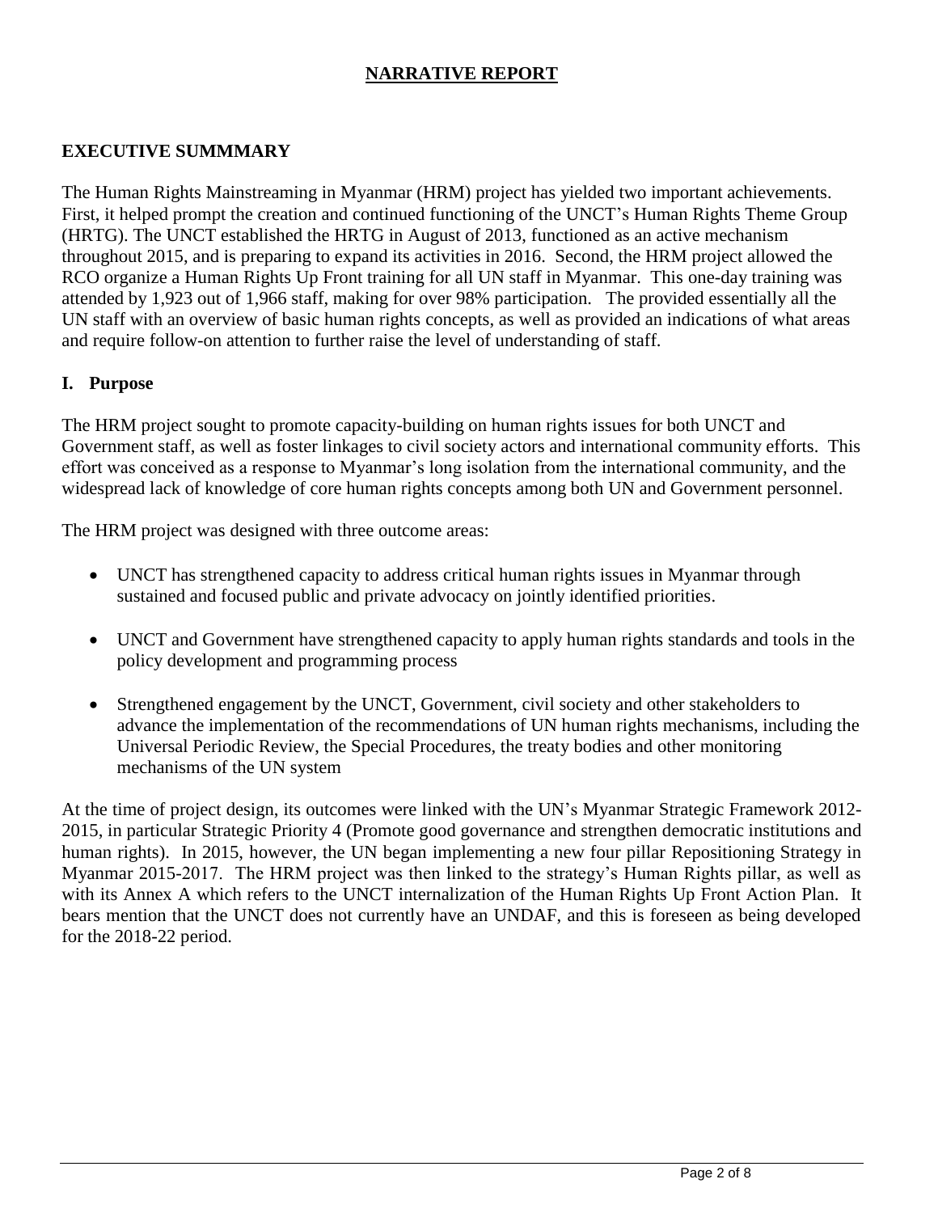# NARRATIVE REPORT

## EXECUTIVE SUMMMARY

The Human Rights Mainstreaming in Myanmar (HRM) project has yielded two important achievements. First, it helped prompt the creation and continued functioning of the UNCT's Human Rights Theme Group (HRTG). The UNCT established the HRTG in August of 2013, functioned as an active mechanism throughout 2015, and is preparing to expand its activities in 2016. Second, the HRM project allowed the RCO organize a Human Rights Up Front training for all UN staff in Myanmar. This one-day training was attended by 1,923 out of 1,966 staff, making for over 98% participation. The provided essentially all the UN staff with an overview of basic human rights concepts, as well as provided an indications of what areas and require follow-on attention to further raise the level of understanding of staff.

## I. Purpose

The HRM project sought to promote capacity-building on human rights issues for both UNCT and Government staff, as well as foster linkages to civil society actors and international community efforts. This effort was conceived as a response to Myanmar's long isolation from the international community, and the widespread lack of knowledge of core human rights concepts among both UN and Government personnel.

The HRM project was designed with three outcome areas:

- UNCT has strengthened capacity to address critical human rights issues in Myanmar through sustained and focused public and private advocacy on jointly identified priorities.
- UNCT and Government have strengthened capacity to apply human rights standards and tools in the policy development and programming process
- Strengthened engagement by the UNCT, Government, civil society and other stakeholders to advance the implementation of the recommendations of UN human rights mechanisms, including the Universal Periodic Review, the Special Procedures, the treaty bodies and other monitoring mechanisms of the UN system

At the time of project design, its outcomes were linked with the UN's Myanmar Strategic Framework 2012-2015, in particular Strategic Priority 4 (Promote good governance and strengthen democratic institutions and human rights). In 2015, however, the UN began implementing a new four pillar Repositioning Strategy in Myanmar 2015-2017. The HRM project was then linked to the strategy's Human Rights pillar, as well as with its Annex A which refers to the UNCT internalization of the Human Rights Up Front Action Plan. It bears mention that the UNCT does not currently have an UNDAF, and this is foreseen as being developed for the 2018-22 period.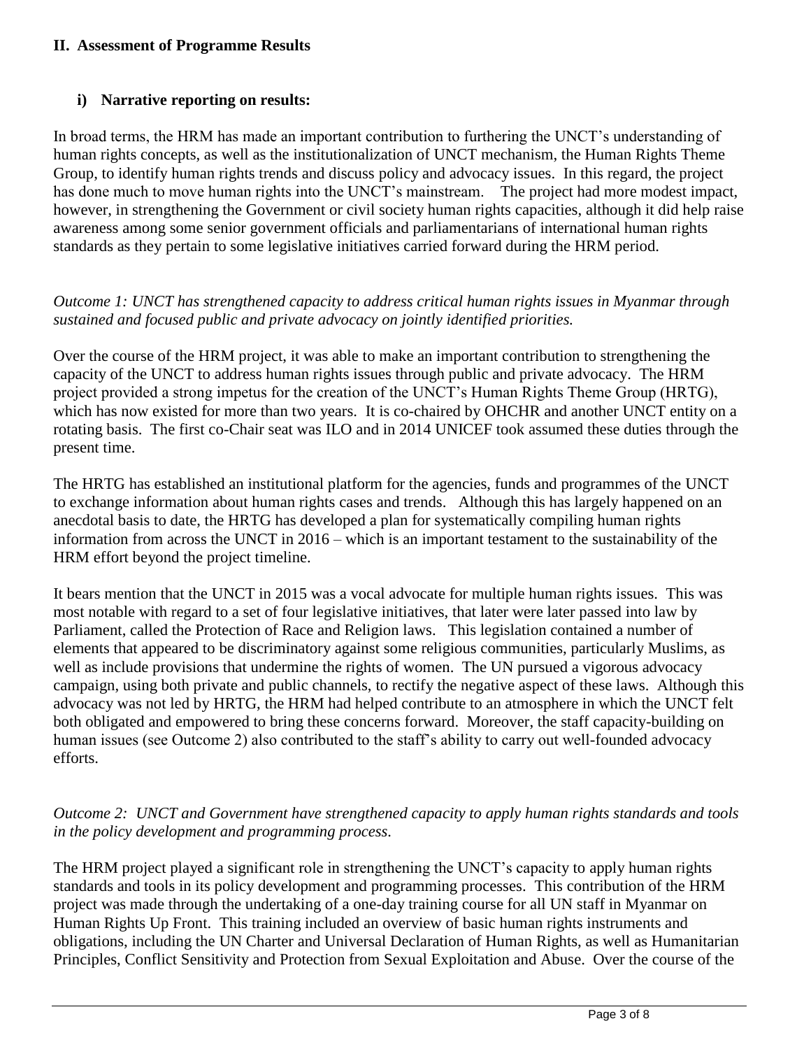## II. Assessment of Programme Results

### i) Narrative reporting on results:

In broad terms, the HRM has made an important contribution to furthering the UNCT's understanding of human rights concepts, as well as the institutionalization of UNCT mechanism, the Human Rights Theme Group, to identify human rights trends and discuss policy and advocacy issues. In this regard, the project has done much to move human rights into the UNCT's mainstream. The project had more modest impact, however, in strengthening the Government or civil society human rights capacities, although it did help raise awareness among some senior government officials and parliamentarians of international human rights standards as they pertain to some legislative initiatives carried forward during the HRM period.

*Outcome 1: UNCT has strengthened capacity to address critical human rights issues in Myanmar through sustained and focused public and private advocacy on jointly identified priorities.*

Over the course of the HRM project, it was able to make an important contribution to strengthening the capacity of the UNCT to address human rights issues through public and private advocacy. The HRM project provided a strong impetus for the creation of the UNCT's Human Rights Theme Group (HRTG), which has now existed for more than two years. It is co-chaired by OHCHR and another UNCT entity on a rotating basis. The first co-Chair seat was ILO and in 2014 UNICEF took assumed these duties through the present time.

The HRTG has established an institutional platform for the agencies, funds and programmes of the UNCT to exchange information about human rights cases and trends. Although this has largely happened on an anecdotal basis to date, the HRTG has developed a plan for systematically compiling human rights information from across the UNCT in 2016 – which is an important testament to the sustainability of the HRM effort beyond the project timeline.

It bears mention that the UNCT in 2015 was a vocal advocate for multiple human rights issues. This was most notable with regard to a set of four legislative initiatives, that later were later passed into law by Parliament, called the Protection of Race and Religion laws. This legislation contained a number of elements that appeared to be discriminatory against some religious communities, particularly Muslims, as well as include provisions that undermine the rights of women. The UN pursued a vigorous advocacy campaign, using both private and public channels, to rectify the negative aspect of these laws. Although this advocacy was not led by HRTG, the HRM had helped contribute to an atmosphere in which the UNCT felt both obligated and empowered to bring these concerns forward. Moreover, the staff capacity-building on human issues (see Outcome 2) also contributed to the staff's ability to carry out well-founded advocacy efforts.

*Outcome 2: UNCT and Government have strengthened capacity to apply human rights standards and tools in the policy development and programming process.*

The HRM project played a significant role in strengthening the UNCT's capacity to apply human rights standards and tools in its policy development and programming processes. This contribution of the HRM project was made through the undertaking of a one-day training course for all UN staff in Myanmar on Human Rights Up Front. This training included an overview of basic human rights instruments and obligations, including the UN Charter and Universal Declaration of Human Rights, as well as Humanitarian Principles, Conflict Sensitivity and Protection from Sexual Exploitation and Abuse. Over the course of the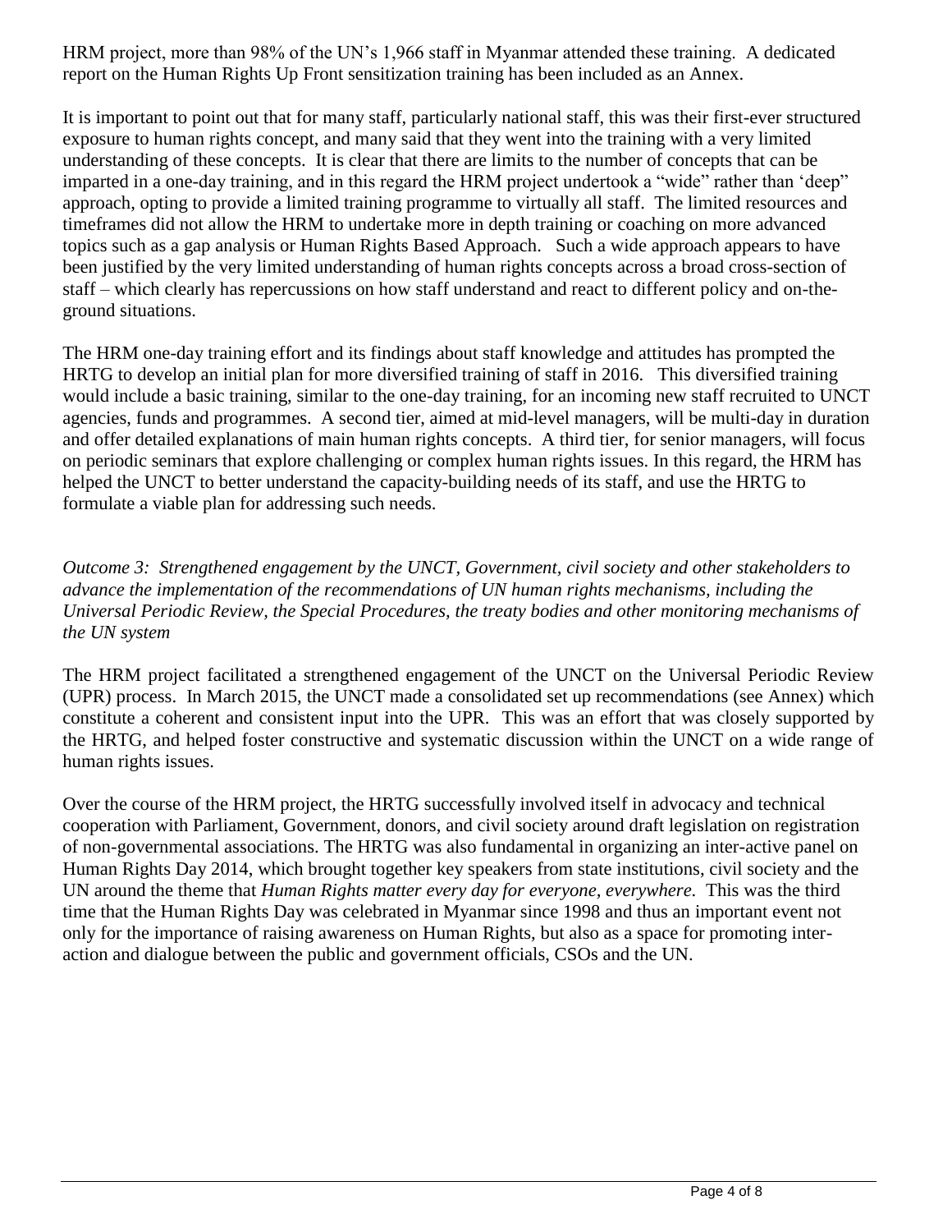HRM project, more than 98% of the UN's 1,966 staff in Myanmar attended these training. A dedicated report on the Human Rights Up Front sensitization training has been included as an Annex.

It is important to point out that for many staff, particularly national staff, this was their first-ever structured exposure to human rights concept, and many said that they went into the training with a very limited understanding of these concepts. It is clear that there are limits to the number of concepts that can be imparted in a one-day training, and in this regard the HRM project undertook a "wide" rather than 'deep" approach, opting to provide a limited training programme to virtually all staff. The limited resources and timeframes did not allow the HRM to undertake more in depth training or coaching on more advanced topics such as a gap analysis or Human Rights Based Approach. Such a wide approach appears to have been justified by the very limited understanding of human rights concepts across a broad cross-section of staff – which clearly has repercussions on how staff understand and react to different policy and on-the-ground situations.

The HRM one-day training effort and its findings about staff knowledge and attitudes has prompted the HRTG to develop an initial plan for more diversified training of staff in 2016. This diversified training would include a basic training, similar to the one-day training, for an incoming new staff recruited to UNCT agencies, funds and programmes. A second tier, aimed at mid-level managers, will be multi-day in duration and offer detailed explanations of main human rights concepts. A third tier, for senior managers, will focus on periodic seminars that explore challenging or complex human rights issues. In this regard, the HRM has helped the UNCT to better understand the capacity-building needs of its staff, and use the HRTG to formulate a viable plan for addressing such needs.

*Outcome 3: Strengthened engagement by the UNCT, Government, civil society and other stakeholders to advance the implementation of the recommendations of UN human rights mechanisms, including the Universal Periodic Review, the Special Procedures, the treaty bodies and other monitoring mechanisms of the UN system*

The HRM project facilitated a strengthened engagement of the UNCT on the Universal Periodic Review (UPR) process. In March 2015, the UNCT made a consolidated set up recommendations (see Annex) which constitute a coherent and consistent input into the UPR. This was an effort that was closely supported by the HRTG, and helped foster constructive and systematic discussion within the UNCT on a wide range of human rights issues.

Over the course of the HRM project, the HRTG successfully involved itself in advocacy and technical cooperation with Parliament, Government, donors, and civil society around draft legislation on registration of non-governmental associations. The HRTG was also fundamental in organizing an inter-active panel on Human Rights Day 2014, which brought together key speakers from state institutions, civil society and the UN around the theme that *Human Rights matter every day for everyone, everywhere.* This was the third time that the Human Rights Day was celebrated in Myanmar since 1998 and thus an important event not only for the importance of raising awareness on Human Rights, but also as a space for promoting inter-action and dialogue between the public and government officials, CSOs and the UN.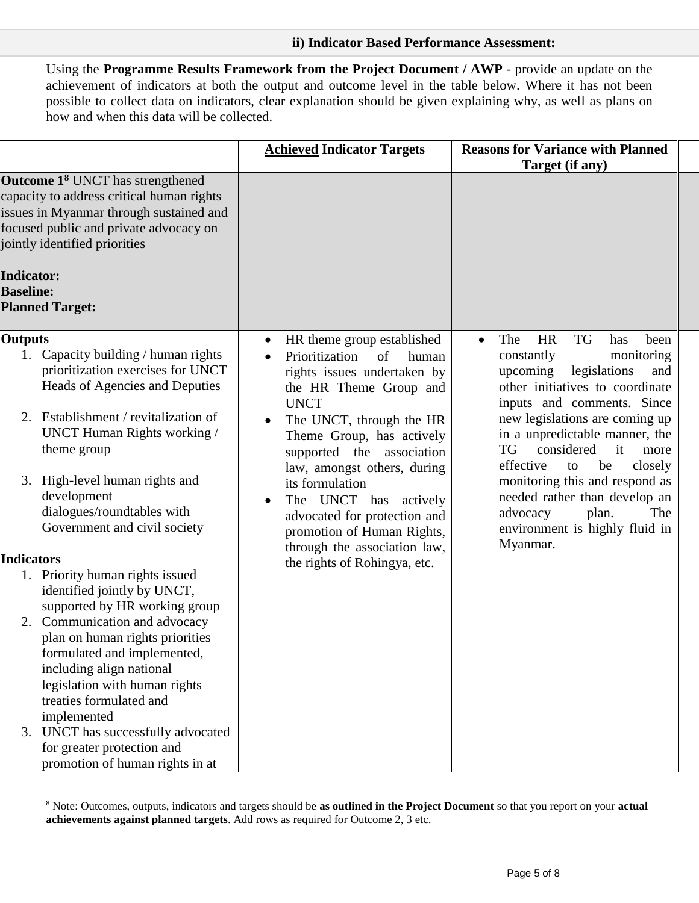### ii) Indicator Based Performance Assessment:

Using the **Programme Results Framework from the Project Document / AWP** - provide an update on the achievement of indicators at both the output and outcome level in the table below. Where it has not been possible to collect data on indicators, clear explanation should be given explaining why, as well as plans on how and when this data will be collected.

| | **Achieved Indicator Targets** | **Reasons for Variance with Planned Target (if any)** |
|---|---|---|
| **Outcome 1**[8] UNCT has strengthened capacity to address critical human rights issues in Myanmar through sustained and focused public and private advocacy on jointly identified priorities<br><br>**Indicator:**<br>**Baseline:**<br>**Planned Target:** | | |
| **Outputs**<br>1. Capacity building / human rights prioritization exercises for UNCT Heads of Agencies and Deputies<br>2. Establishment / revitalization of UNCT Human Rights working / theme group<br>3. High-level human rights and development dialogues/roundtables with Government and civil society<br><br>**Indicators**<br>1. Priority human rights issued identified jointly by UNCT, supported by HR working group<br>2. Communication and advocacy plan on human rights priorities formulated and implemented, including align national legislation with human rights treaties formulated and implemented<br>3. UNCT has successfully advocated for greater protection and promotion of human rights in at | • HR theme group established<br>• Prioritization of human rights issues undertaken by the HR Theme Group and UNCT<br>• The UNCT, through the HR Theme Group, has actively supported the association law, amongst others, during its formulation<br>• The UNCT has actively advocated for protection and promotion of Human Rights, through the association law, the rights of Rohingya, etc. | • The HR TG has been constantly monitoring upcoming legislations and other initiatives to coordinate inputs and comments. Since new legislations are coming up in a unpredictable manner, the TG considered it more effective to be closely monitoring this and respond as needed rather than develop an advocacy plan. The environment is highly fluid in Myanmar. |

[8] Note: Outcomes, outputs, indicators and targets should be **as outlined in the Project Document** so that you report on your **actual achievements against planned targets**. Add rows as required for Outcome 2, 3 etc.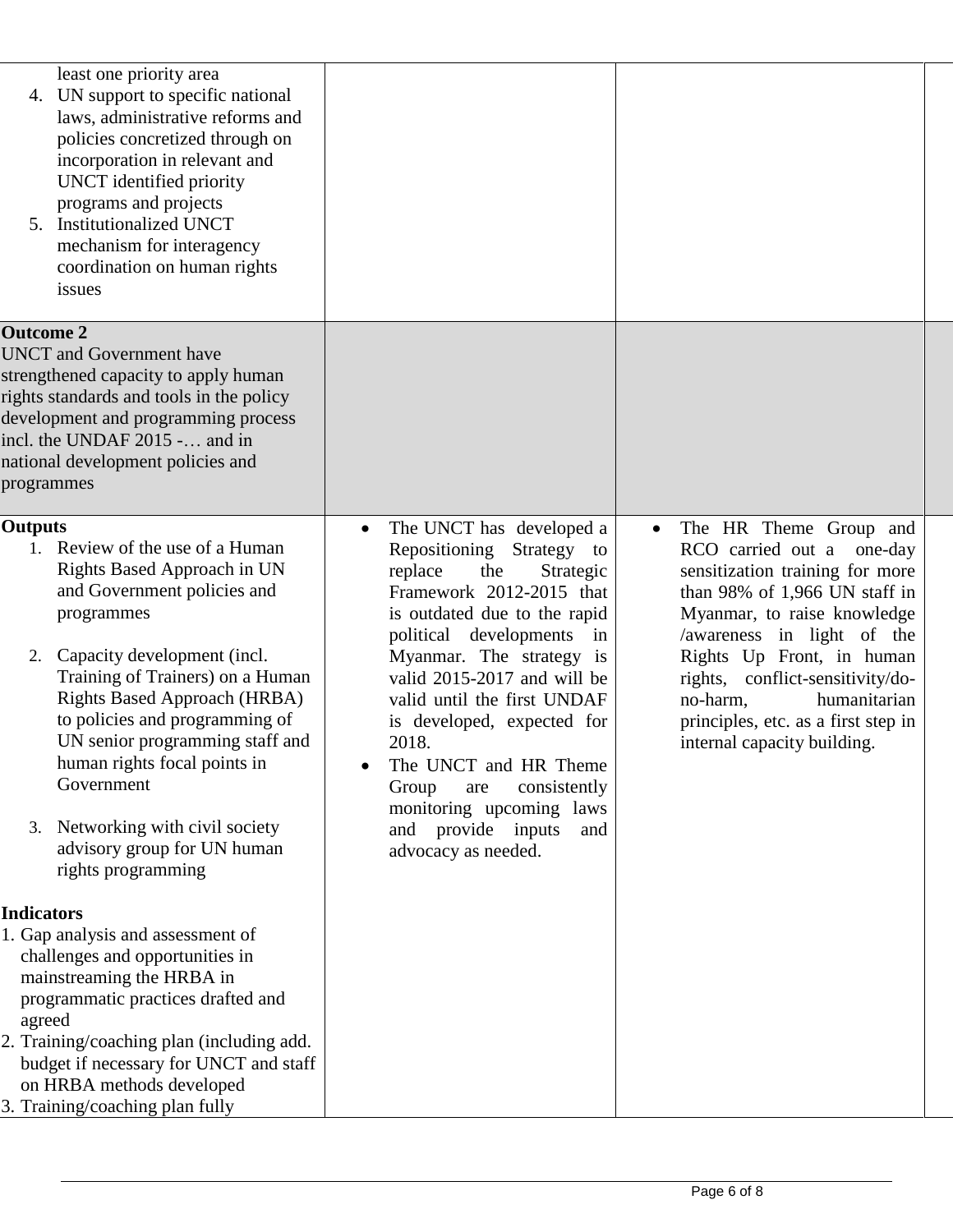| | | | |
|---|---|---|---|
| least one priority area<br>4. UN support to specific national laws, administrative reforms and policies concretized through on incorporation in relevant and UNCT identified priority programs and projects<br>5. Institutionalized UNCT mechanism for interagency coordination on human rights issues | | | |
| **Outcome 2**<br>UNCT and Government have strengthened capacity to apply human rights standards and tools in the policy development and programming process incl. the UNDAF 2015 -… and in national development policies and programmes | | | |
| **Outputs**<br>1. Review of the use of a Human Rights Based Approach in UN and Government policies and programmes<br><br>2. Capacity development (incl. Training of Trainers) on a Human Rights Based Approach (HRBA) to policies and programming of UN senior programming staff and human rights focal points in Government<br><br>3. Networking with civil society advisory group for UN human rights programming<br><br>**Indicators**<br>1. Gap analysis and assessment of challenges and opportunities in mainstreaming the HRBA in programmatic practices drafted and agreed<br>2. Training/coaching plan (including add. budget if necessary for UNCT and staff on HRBA methods developed<br>3. Training/coaching plan fully | • The UNCT has developed a Repositioning Strategy to replace the Strategic Framework 2012-2015 that is outdated due to the rapid political developments in Myanmar. The strategy is valid 2015-2017 and will be valid until the first UNDAF is developed, expected for 2018.<br>• The UNCT and HR Theme Group are consistently monitoring upcoming laws and provide inputs and advocacy as needed. | • The HR Theme Group and RCO carried out a one-day sensitization training for more than 98% of 1,966 UN staff in Myanmar, to raise knowledge /awareness in light of the Rights Up Front, in human rights, conflict-sensitivity/do-no-harm, humanitarian principles, etc. as a first step in internal capacity building. | |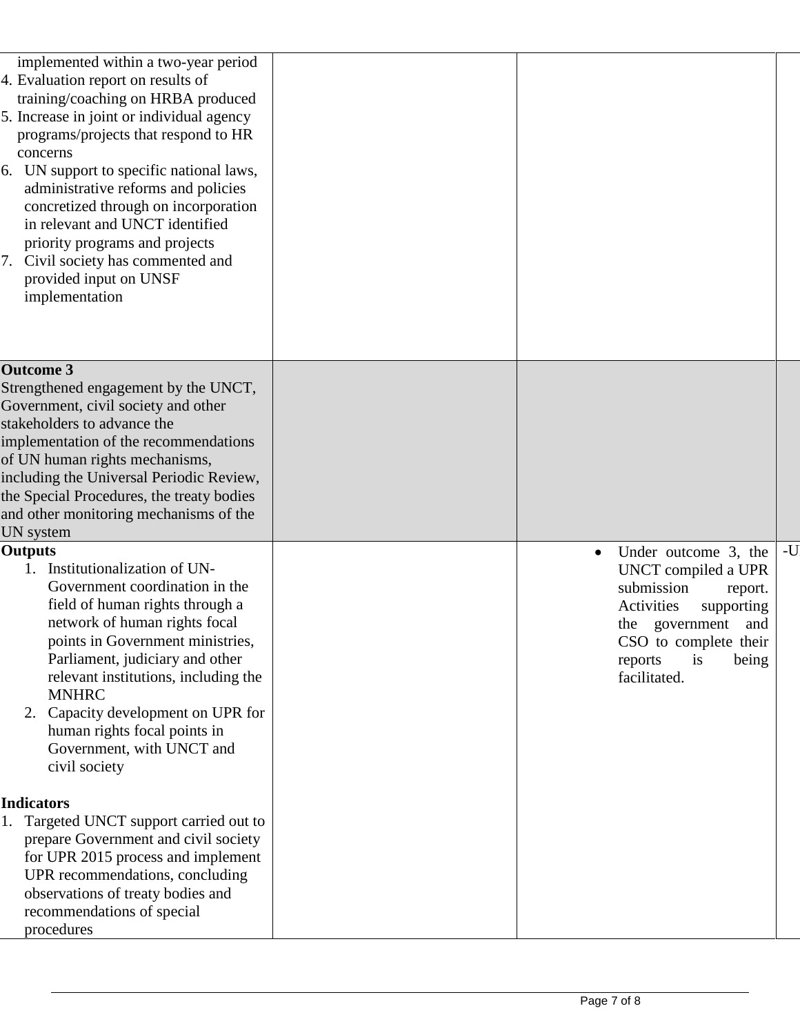| | | | |
|---|---|---|---|
| implemented within a two-year period<br>4. Evaluation report on results of training/coaching on HRBA produced<br>5. Increase in joint or individual agency programs/projects that respond to HR concerns<br>6. UN support to specific national laws, administrative reforms and policies concretized through on incorporation in relevant and UNCT identified priority programs and projects<br>7. Civil society has commented and provided input on UNSF implementation | | | |
| **Outcome 3**<br>Strengthened engagement by the UNCT, Government, civil society and other stakeholders to advance the implementation of the recommendations of UN human rights mechanisms, including the Universal Periodic Review, the Special Procedures, the treaty bodies and other monitoring mechanisms of the UN system | | | |
| **Outputs**<br>1. Institutionalization of UN-Government coordination in the field of human rights through a network of human rights focal points in Government ministries, Parliament, judiciary and other relevant institutions, including the MNHRC<br>2. Capacity development on UPR for human rights focal points in Government, with UNCT and civil society<br><br>**Indicators**<br>1. Targeted UNCT support carried out to prepare Government and civil society for UPR 2015 process and implement UPR recommendations, concluding observations of treaty bodies and recommendations of special procedures | | • Under outcome 3, the UNCT compiled a UPR submission report. Activities supporting the government and CSO to complete their reports is being facilitated. | -U |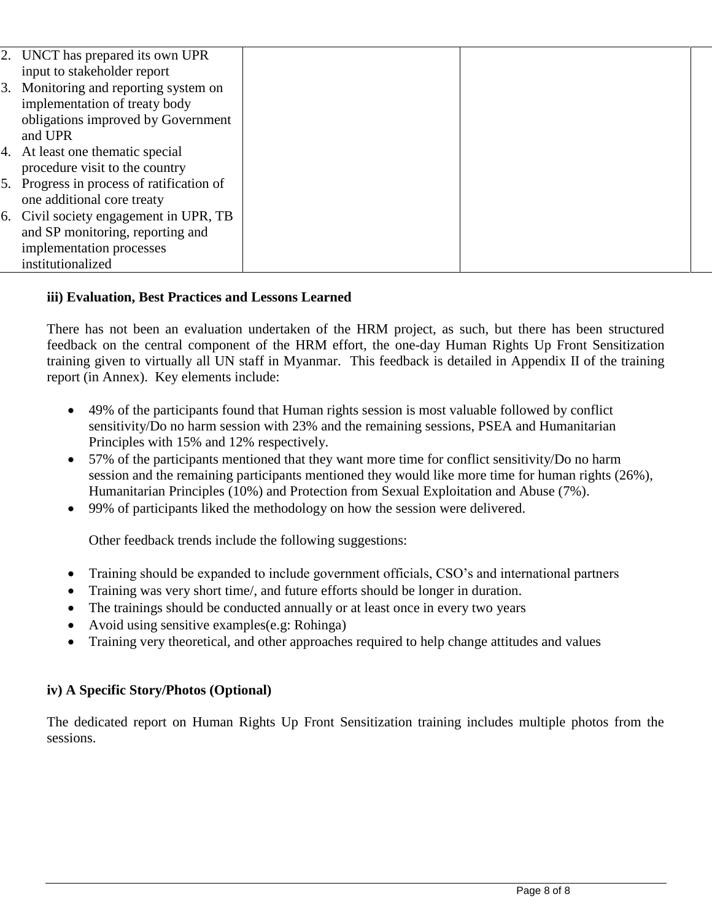| | | | |
|---|---|---|---|
| 2. UNCT has prepared its own UPR input to stakeholder report<br>3. Monitoring and reporting system on implementation of treaty body obligations improved by Government and UPR<br>4. At least one thematic special procedure visit to the country<br>5. Progress in process of ratification of one additional core treaty<br>6. Civil society engagement in UPR, TB and SP monitoring, reporting and implementation processes institutionalized | | | |

**iii) Evaluation, Best Practices and Lessons Learned**

There has not been an evaluation undertaken of the HRM project, as such, but there has been structured feedback on the central component of the HRM effort, the one-day Human Rights Up Front Sensitization training given to virtually all UN staff in Myanmar. This feedback is detailed in Appendix II of the training report (in Annex). Key elements include:

- 49% of the participants found that Human rights session is most valuable followed by conflict sensitivity/Do no harm session with 23% and the remaining sessions, PSEA and Humanitarian Principles with 15% and 12% respectively.
- 57% of the participants mentioned that they want more time for conflict sensitivity/Do no harm session and the remaining participants mentioned they would like more time for human rights (26%), Humanitarian Principles (10%) and Protection from Sexual Exploitation and Abuse (7%).
- 99% of participants liked the methodology on how the session were delivered.

Other feedback trends include the following suggestions:

- Training should be expanded to include government officials, CSO's and international partners
- Training was very short time/, and future efforts should be longer in duration.
- The trainings should be conducted annually or at least once in every two years
- Avoid using sensitive examples(e.g: Rohinga)
- Training very theoretical, and other approaches required to help change attitudes and values

**iv) A Specific Story/Photos (Optional)**

The dedicated report on Human Rights Up Front Sensitization training includes multiple photos from the sessions.